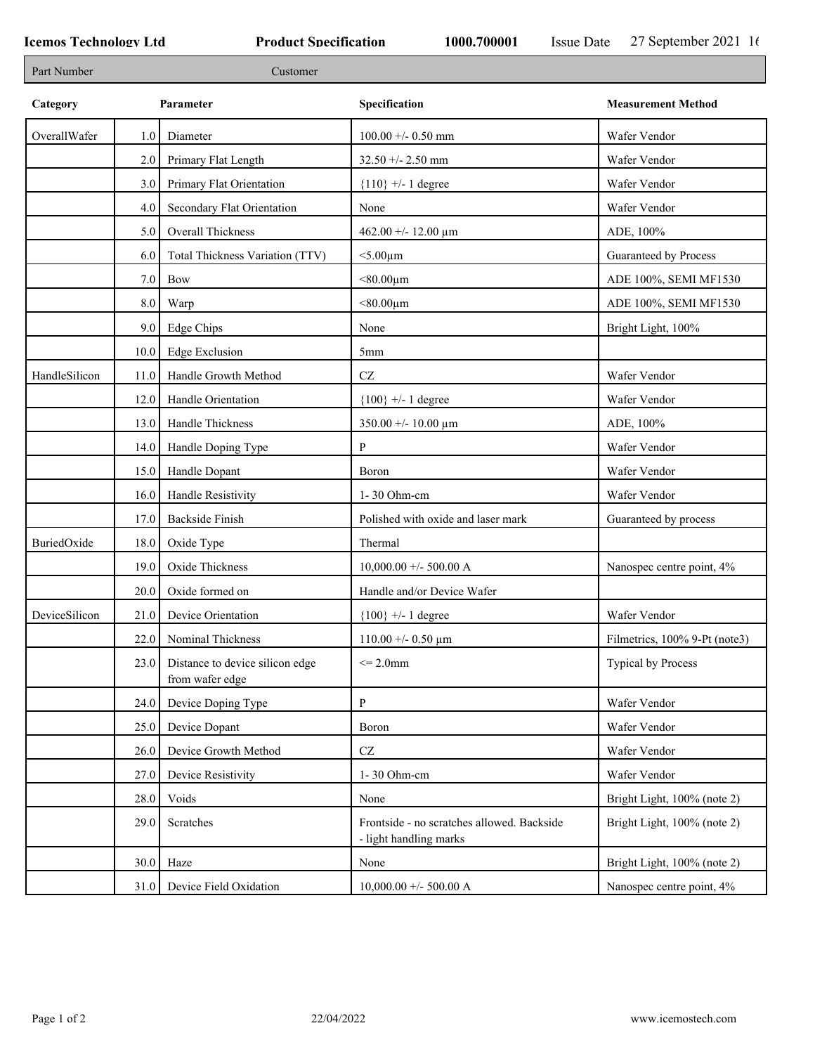**Icemos Technology Ltd** **Product Specification** **1000.700001** Issue Date 27 September 2021 1(

| Part Number | | Customer | |
|---|---|---|---|

| Category | | Parameter | Specification | Measurement Method |
|---|---|---|---|---|
| OverallWafer | 1.0 | Diameter | 100.00 +/- 0.50 mm | Wafer Vendor |
| | 2.0 | Primary Flat Length | 32.50 +/- 2.50 mm | Wafer Vendor |
| | 3.0 | Primary Flat Orientation | {110} +/- 1 degree | Wafer Vendor |
| | 4.0 | Secondary Flat Orientation | None | Wafer Vendor |
| | 5.0 | Overall Thickness | 462.00 +/- 12.00 µm | ADE, 100% |
| | 6.0 | Total Thickness Variation (TTV) | <5.00µm | Guaranteed by Process |
| | 7.0 | Bow | <80.00µm | ADE 100%, SEMI MF1530 |
| | 8.0 | Warp | <80.00µm | ADE 100%, SEMI MF1530 |
| | 9.0 | Edge Chips | None | Bright Light, 100% |
| | 10.0 | Edge Exclusion | 5mm | |
| HandleSilicon | 11.0 | Handle Growth Method | CZ | Wafer Vendor |
| | 12.0 | Handle Orientation | {100} +/- 1 degree | Wafer Vendor |
| | 13.0 | Handle Thickness | 350.00 +/- 10.00 µm | ADE, 100% |
| | 14.0 | Handle Doping Type | P | Wafer Vendor |
| | 15.0 | Handle Dopant | Boron | Wafer Vendor |
| | 16.0 | Handle Resistivity | 1- 30 Ohm-cm | Wafer Vendor |
| | 17.0 | Backside Finish | Polished with oxide and laser mark | Guaranteed by process |
| BuriedOxide | 18.0 | Oxide Type | Thermal | |
| | 19.0 | Oxide Thickness | 10,000.00 +/- 500.00 A | Nanospec centre point, 4% |
| | 20.0 | Oxide formed on | Handle and/or Device Wafer | |
| DeviceSilicon | 21.0 | Device Orientation | {100} +/- 1 degree | Wafer Vendor |
| | 22.0 | Nominal Thickness | 110.00 +/- 0.50 µm | Filmetrics, 100% 9-Pt (note3) |
| | 23.0 | Distance to device silicon edge from wafer edge | <= 2.0mm | Typical by Process |
| | 24.0 | Device Doping Type | P | Wafer Vendor |
| | 25.0 | Device Dopant | Boron | Wafer Vendor |
| | 26.0 | Device Growth Method | CZ | Wafer Vendor |
| | 27.0 | Device Resistivity | 1- 30 Ohm-cm | Wafer Vendor |
| | 28.0 | Voids | None | Bright Light, 100% (note 2) |
| | 29.0 | Scratches | Frontside - no scratches allowed. Backside - light handling marks | Bright Light, 100% (note 2) |
| | 30.0 | Haze | None | Bright Light, 100% (note 2) |
| | 31.0 | Device Field Oxidation | 10,000.00 +/- 500.00 A | Nanospec centre point, 4% |

22/04/2022 www.icemostech.com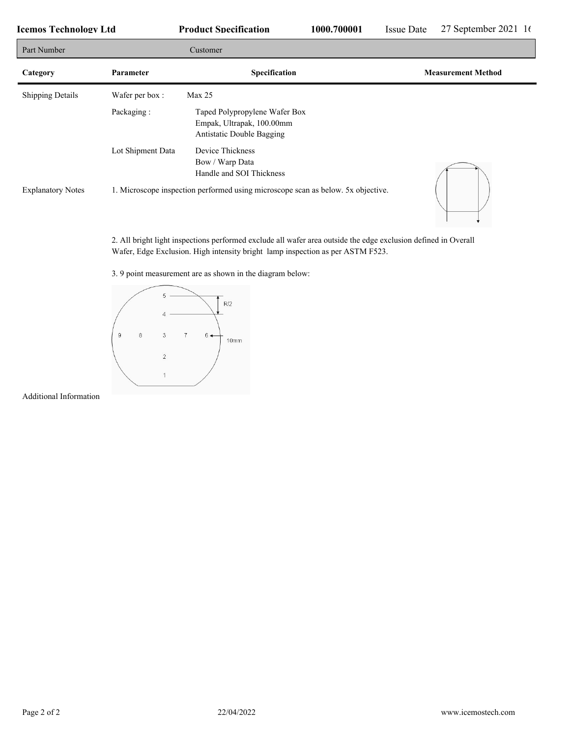| Part Number | Customer | | |
|---|---|---|---|
| **Category** | **Parameter** | **Specification** | **Measurement Method** |
| Shipping Details | Wafer per box : | Max 25 | |
| | Packaging : | Taped Polypropylene Wafer Box<br>Empak, Ultrapak, 100.00mm<br>Antistatic Double Bagging | |
| | Lot Shipment Data | Device Thickness<br>Bow / Warp Data<br>Handle and SOI Thickness | |
| Explanatory Notes | 1. Microscope inspection performed using microscope scan as below. 5x objective. | | |

2. All bright light inspections performed exclude all wafer area outside the edge exclusion defined in Overall Wafer, Edge Exclusion. High intensity bright lamp inspection as per ASTM F523.

3. 9 point measurement are as shown in the diagram below:

Additional Information